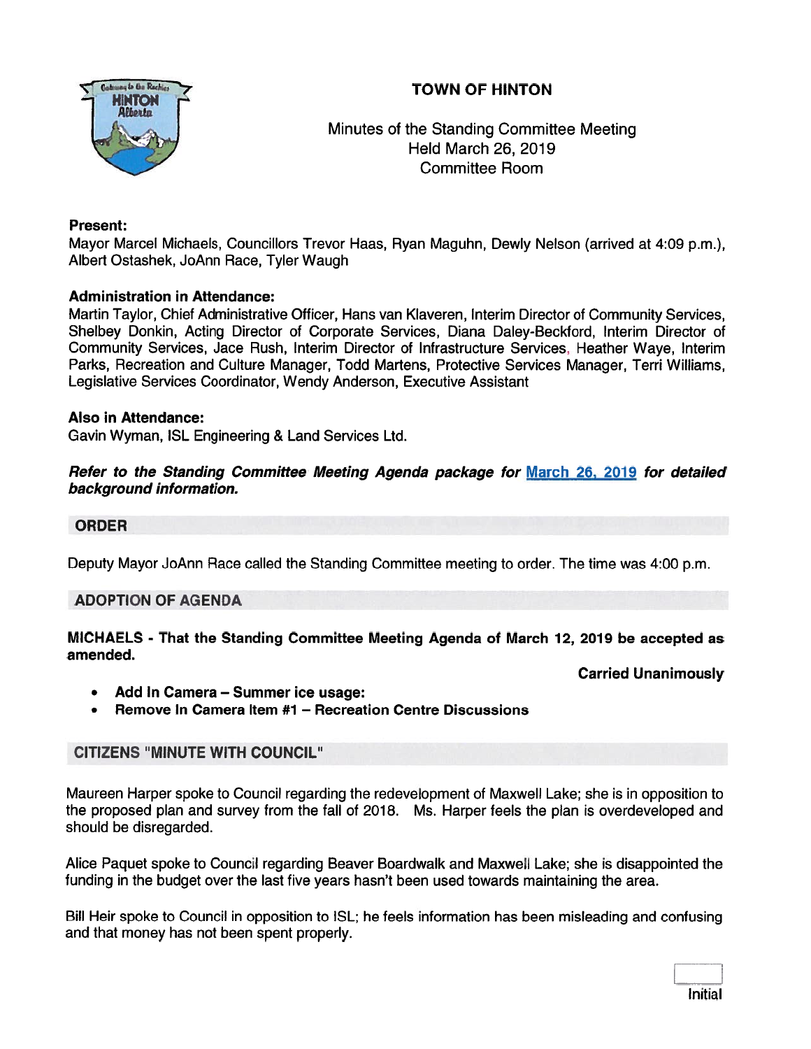# TOWN OF HINTON

Minutes of the Standing Committee Meeting
Held March 26, 2019
Committee Room

**Present:**
Mayor Marcel Michaels, Councillors Trevor Haas, Ryan Maguhn, Dewly Nelson (arrived at 4:09 p.m.), Albert Ostashek, JoAnn Race, Tyler Waugh

**Administration in Attendance:**
Martin Taylor, Chief Administrative Officer, Hans van Klaveren, Interim Director of Community Services, Shelbey Donkin, Acting Director of Corporate Services, Diana Daley-Beckford, Interim Director of Community Services, Jace Rush, Interim Director of Infrastructure Services, Heather Waye, Interim Parks, Recreation and Culture Manager, Todd Martens, Protective Services Manager, Terri Williams, Legislative Services Coordinator, Wendy Anderson, Executive Assistant

**Also in Attendance:**
Gavin Wyman, ISL Engineering & Land Services Ltd.

***Refer to the Standing Committee Meeting Agenda package for March 26, 2019 for detailed background information.***

## ORDER

Deputy Mayor JoAnn Race called the Standing Committee meeting to order. The time was 4:00 p.m.

## ADOPTION OF AGENDA

**MICHAELS - That the Standing Committee Meeting Agenda of March 12, 2019 be accepted as amended.**

**Carried Unanimously**

- **Add In Camera – Summer ice usage:**
- **Remove In Camera Item #1 – Recreation Centre Discussions**

## CITIZENS "MINUTE WITH COUNCIL"

Maureen Harper spoke to Council regarding the redevelopment of Maxwell Lake; she is in opposition to the proposed plan and survey from the fall of 2018. Ms. Harper feels the plan is overdeveloped and should be disregarded.

Alice Paquet spoke to Council regarding Beaver Boardwalk and Maxwell Lake; she is disappointed the funding in the budget over the last five years hasn't been used towards maintaining the area.

Bill Heir spoke to Council in opposition to ISL; he feels information has been misleading and confusing and that money has not been spent properly.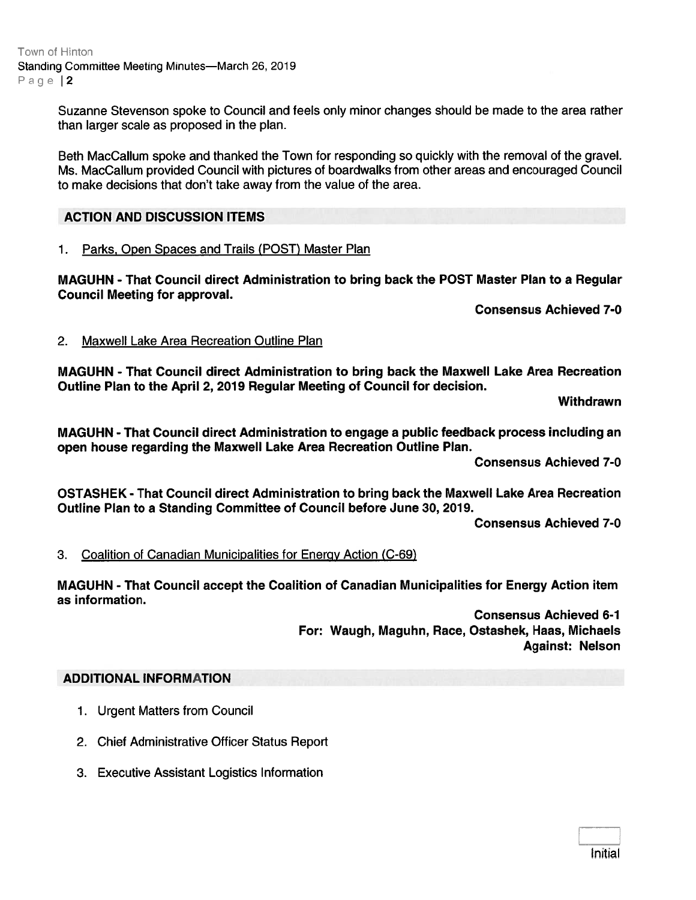Suzanne Stevenson spoke to Council and feels only minor changes should be made to the area rather than larger scale as proposed in the plan.

Beth MacCallum spoke and thanked the Town for responding so quickly with the removal of the gravel. Ms. MacCallum provided Council with pictures of boardwalks from other areas and encouraged Council to make decisions that don't take away from the value of the area.

## ACTION AND DISCUSSION ITEMS

1. Parks, Open Spaces and Trails (POST) Master Plan

**MAGUHN - That Council direct Administration to bring back the POST Master Plan to a Regular Council Meeting for approval.**

**Consensus Achieved 7-0**

2. Maxwell Lake Area Recreation Outline Plan

**MAGUHN - That Council direct Administration to bring back the Maxwell Lake Area Recreation Outline Plan to the April 2, 2019 Regular Meeting of Council for decision.**

**Withdrawn**

**MAGUHN - That Council direct Administration to engage a public feedback process including an open house regarding the Maxwell Lake Area Recreation Outline Plan.**

**Consensus Achieved 7-0**

**OSTASHEK - That Council direct Administration to bring back the Maxwell Lake Area Recreation Outline Plan to a Standing Committee of Council before June 30, 2019.**

**Consensus Achieved 7-0**

3. Coalition of Canadian Municipalities for Energy Action (C-69)

**MAGUHN - That Council accept the Coalition of Canadian Municipalities for Energy Action item as information.**

**Consensus Achieved 6-1**
**For: Waugh, Maguhn, Race, Ostashek, Haas, Michaels**
**Against: Nelson**

## ADDITIONAL INFORMATION

1. Urgent Matters from Council
2. Chief Administrative Officer Status Report
3. Executive Assistant Logistics Information

Initial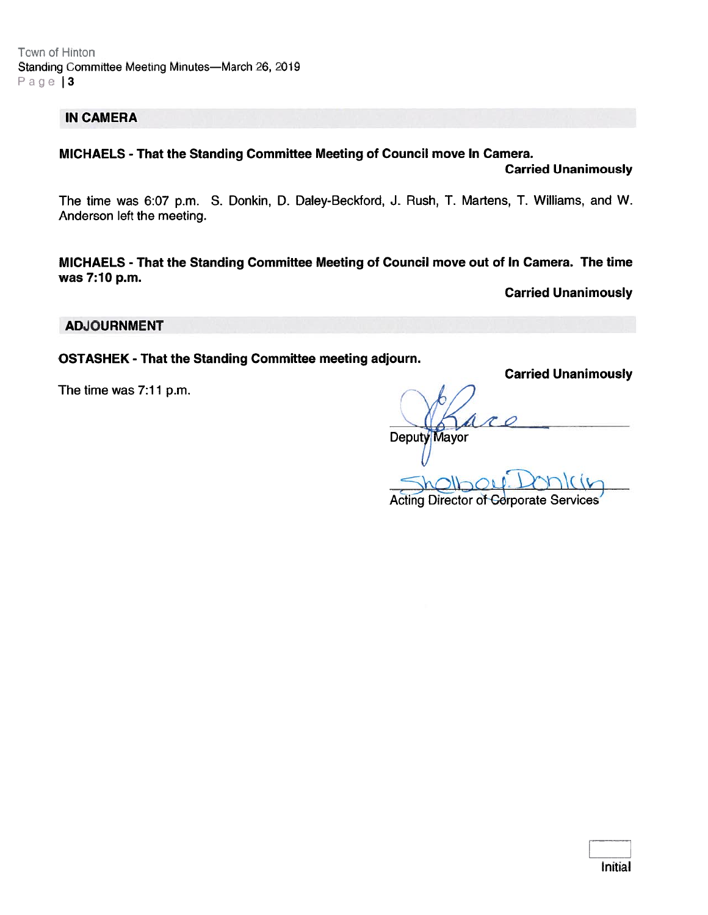## IN CAMERA

**MICHAELS - That the Standing Committee Meeting of Council move In Camera.**

**Carried Unanimously**

The time was 6:07 p.m. S. Donkin, D. Daley-Beckford, J. Rush, T. Martens, T. Williams, and W. Anderson left the meeting.

**MICHAELS - That the Standing Committee Meeting of Council move out of In Camera. The time was 7:10 p.m.**

**Carried Unanimously**

## ADJOURNMENT

**OSTASHEK - That the Standing Committee meeting adjourn.**

**Carried Unanimously**

The time was 7:11 p.m.

Deputy Mayor

Acting Director of Corporate Services

Initial